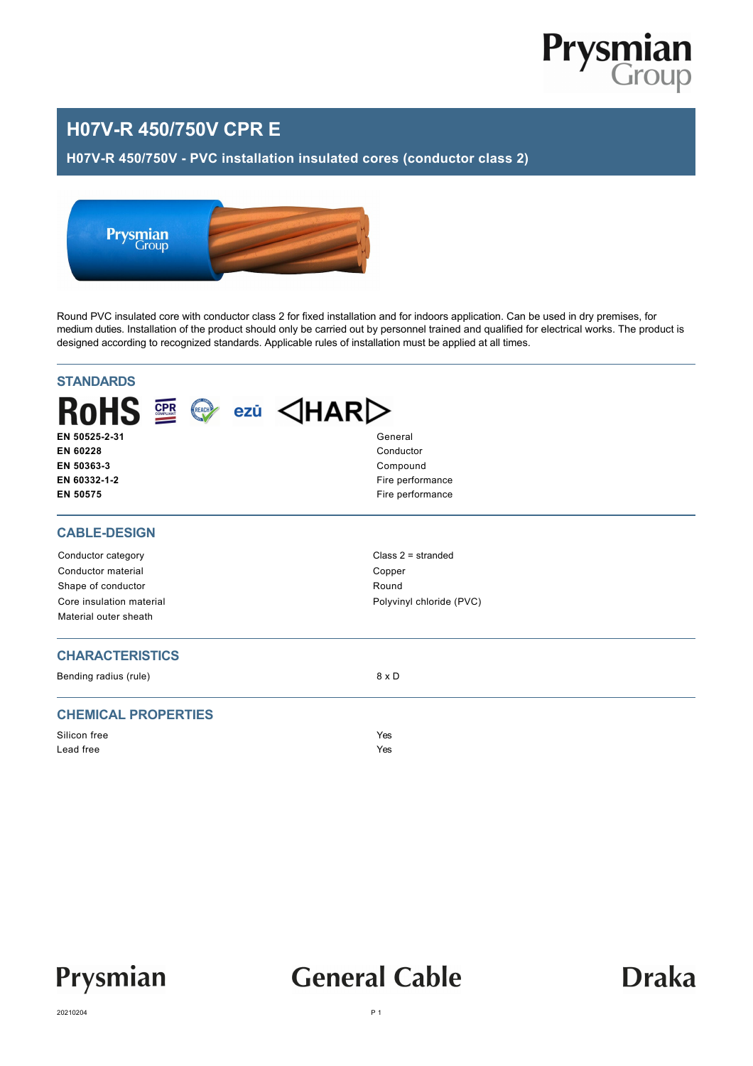# H07V-R 450/750V CPR E

## H07V-R 450/750V - PVC installation insulated cores (conductor class 2)

Round PVC insulated core with conductor class 2 for fixed installation and for indoors application. Can be used in dry premises, for medium duties. Installation of the product should only be carried out by personnel trained and qualified for electrical works. The product is designed according to recognized standards. Applicable rules of installation must be applied at all times.

## STANDARDS

| | |
|---|---|
| **EN 50525-2-31** | General |
| **EN 60228** | Conductor |
| **EN 50363-3** | Compound |
| **EN 60332-1-2** | Fire performance |
| **EN 50575** | Fire performance |

## CABLE-DESIGN

| | |
|---|---|
| Conductor category | Class 2 = stranded |
| Conductor material | Copper |
| Shape of conductor | Round |
| Core insulation material | Polyvinyl chloride (PVC) |
| Material outer sheath | |

## CHARACTERISTICS

| | |
|---|---|
| Bending radius (rule) | 8 x D |

## CHEMICAL PROPERTIES

| | |
|---|---|
| Silicon free | Yes |
| Lead free | Yes |

20210204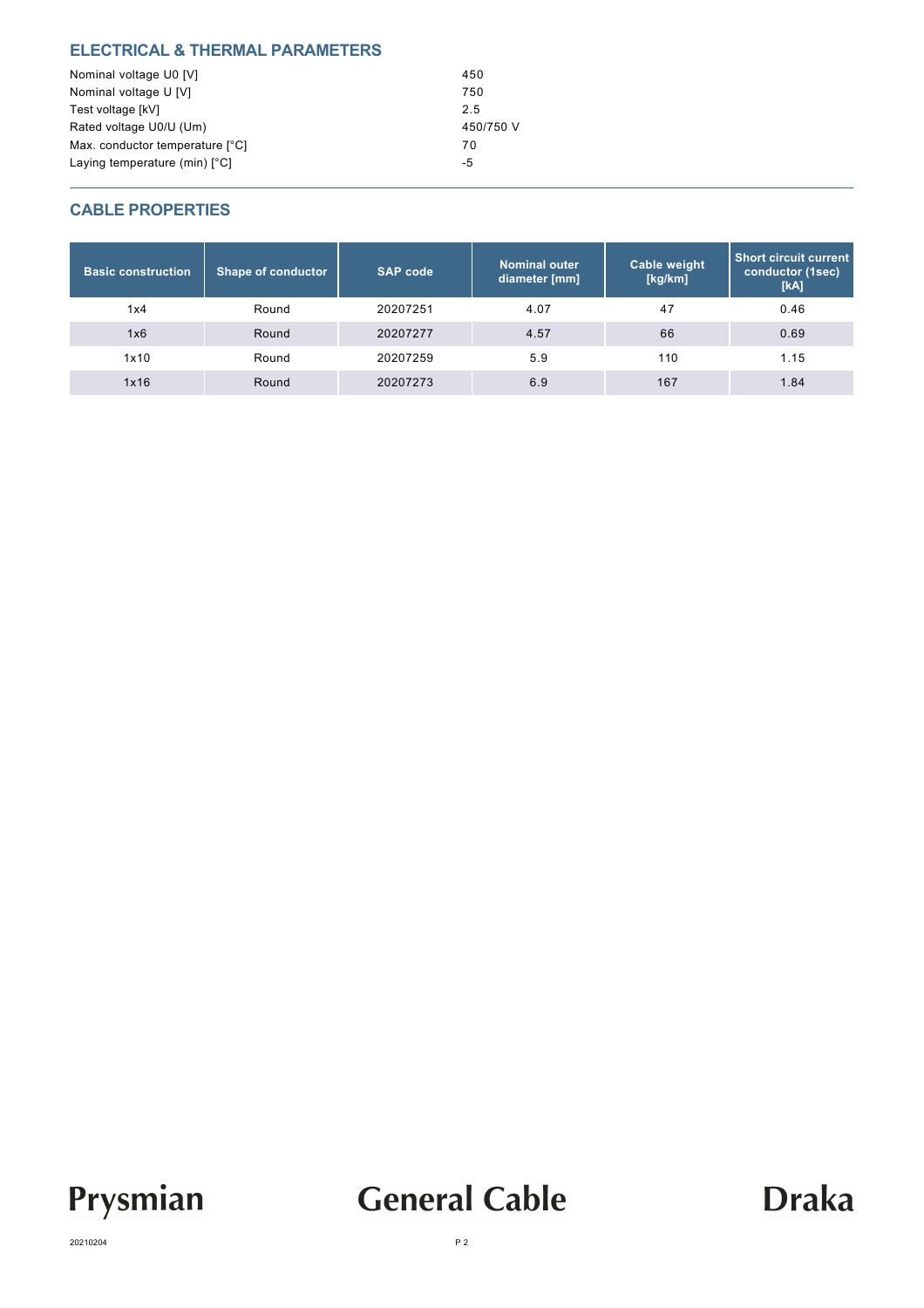## ELECTRICAL & THERMAL PARAMETERS

| | |
|---|---|
| Nominal voltage U0 [V] | 450 |
| Nominal voltage U [V] | 750 |
| Test voltage [kV] | 2.5 |
| Rated voltage U0/U (Um) | 450/750 V |
| Max. conductor temperature [°C] | 70 |
| Laying temperature (min) [°C] | -5 |

## CABLE PROPERTIES

| Basic construction | Shape of conductor | SAP code | Nominal outer diameter [mm] | Cable weight [kg/km] | Short circuit current conductor (1sec) [kA] |
|---|---|---|---|---|---|
| 1x4 | Round | 20207251 | 4.07 | 47 | 0.46 |
| 1x6 | Round | 20207277 | 4.57 | 66 | 0.69 |
| 1x10 | Round | 20207259 | 5.9 | 110 | 1.15 |
| 1x16 | Round | 20207273 | 6.9 | 167 | 1.84 |

Prysmian General Cable Draka

20210204